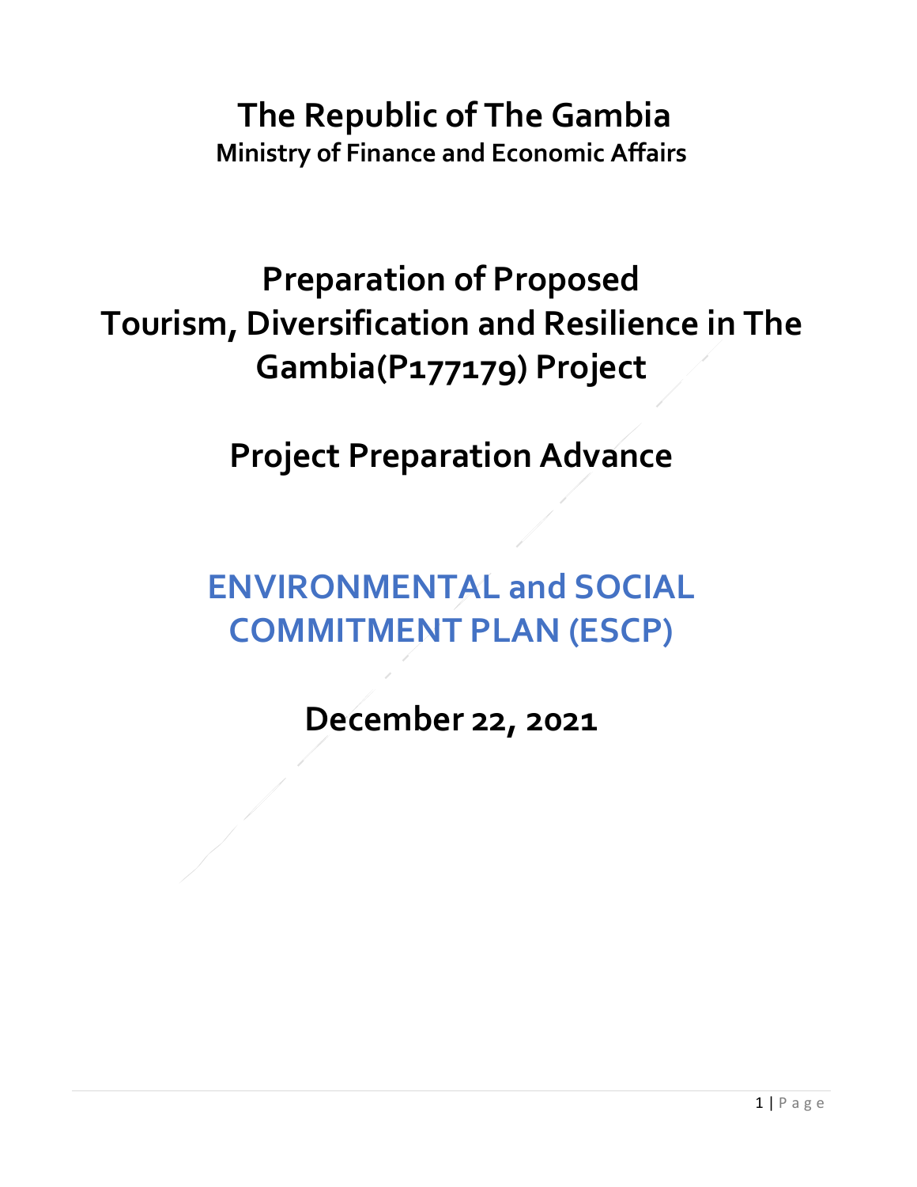# The Republic of The Gambia

**Ministry of Finance and Economic Affairs**

# Preparation of Proposed Tourism, Diversification and Resilience in The Gambia(P177179) Project

# Project Preparation Advance

# ENVIRONMENTAL and SOCIAL COMMITMENT PLAN (ESCP)

# December 22, 2021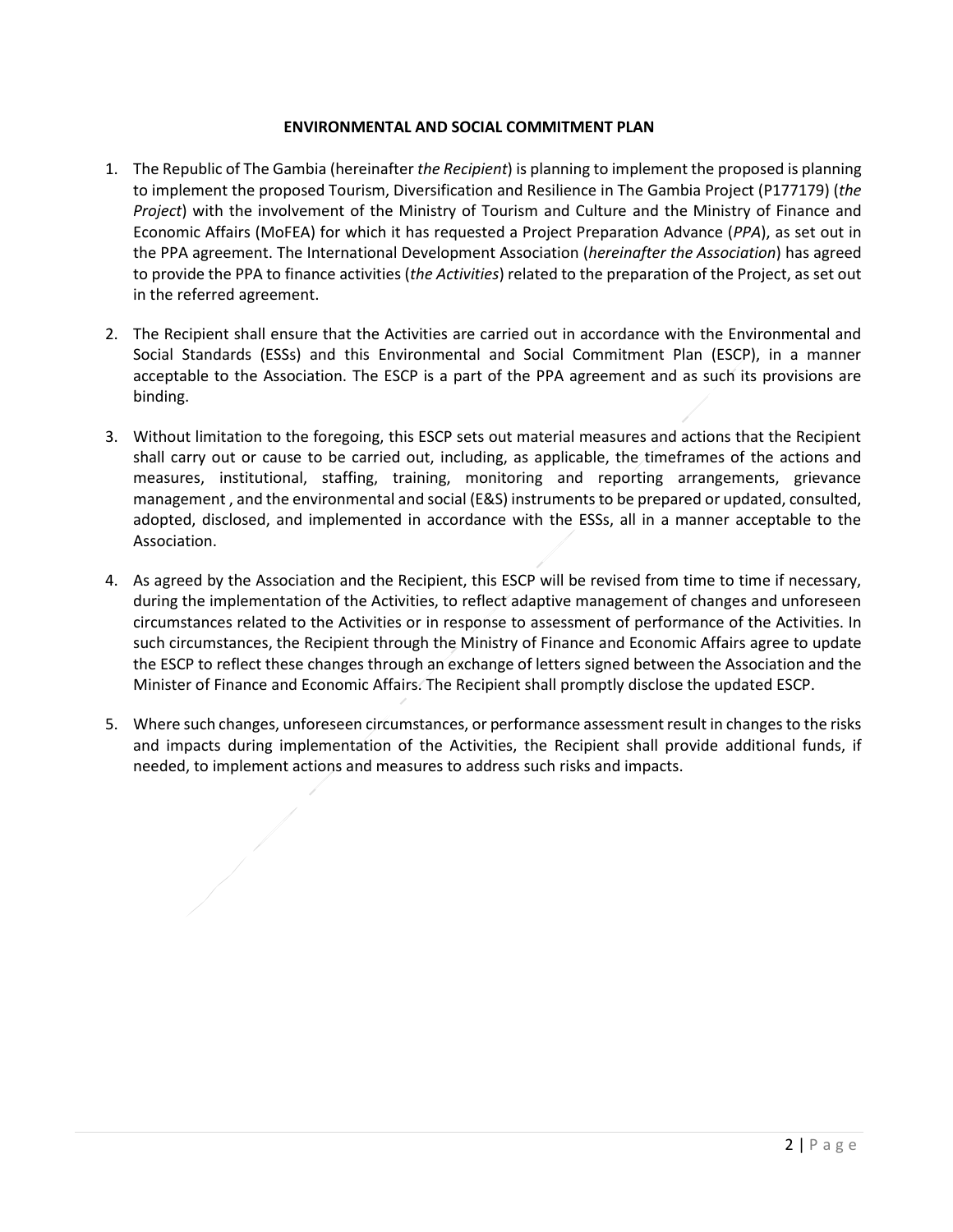**ENVIRONMENTAL AND SOCIAL COMMITMENT PLAN**

1. The Republic of The Gambia (hereinafter *the Recipient*) is planning to implement the proposed is planning to implement the proposed Tourism, Diversification and Resilience in The Gambia Project (P177179) (*the Project*) with the involvement of the Ministry of Tourism and Culture and the Ministry of Finance and Economic Affairs (MoFEA) for which it has requested a Project Preparation Advance (*PPA*), as set out in the PPA agreement. The International Development Association (*hereinafter the Association*) has agreed to provide the PPA to finance activities (*the Activities*) related to the preparation of the Project, as set out in the referred agreement.

2. The Recipient shall ensure that the Activities are carried out in accordance with the Environmental and Social Standards (ESSs) and this Environmental and Social Commitment Plan (ESCP), in a manner acceptable to the Association. The ESCP is a part of the PPA agreement and as such its provisions are binding.

3. Without limitation to the foregoing, this ESCP sets out material measures and actions that the Recipient shall carry out or cause to be carried out, including, as applicable, the timeframes of the actions and measures, institutional, staffing, training, monitoring and reporting arrangements, grievance management , and the environmental and social (E&S) instruments to be prepared or updated, consulted, adopted, disclosed, and implemented in accordance with the ESSs, all in a manner acceptable to the Association.

4. As agreed by the Association and the Recipient, this ESCP will be revised from time to time if necessary, during the implementation of the Activities, to reflect adaptive management of changes and unforeseen circumstances related to the Activities or in response to assessment of performance of the Activities. In such circumstances, the Recipient through the Ministry of Finance and Economic Affairs agree to update the ESCP to reflect these changes through an exchange of letters signed between the Association and the Minister of Finance and Economic Affairs. The Recipient shall promptly disclose the updated ESCP.

5. Where such changes, unforeseen circumstances, or performance assessment result in changes to the risks and impacts during implementation of the Activities, the Recipient shall provide additional funds, if needed, to implement actions and measures to address such risks and impacts.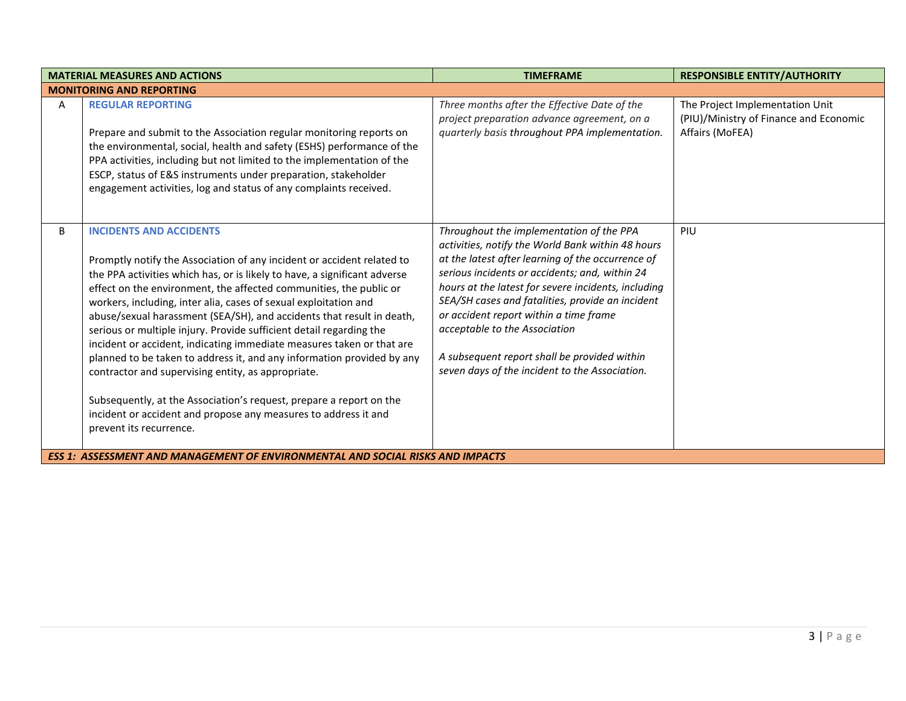| | MATERIAL MEASURES AND ACTIONS | TIMEFRAME | RESPONSIBLE ENTITY/AUTHORITY |
|---|---|---|---|
| **MONITORING AND REPORTING** | | | |
| A | **REGULAR REPORTING**<br><br>Prepare and submit to the Association regular monitoring reports on the environmental, social, health and safety (ESHS) performance of the PPA activities, including but not limited to the implementation of the ESCP, status of E&S instruments under preparation, stakeholder engagement activities, log and status of any complaints received. | *Three months after the Effective Date of the project preparation advance agreement, on a quarterly basis throughout PPA implementation.* | The Project Implementation Unit (PIU)/Ministry of Finance and Economic Affairs (MoFEA) |
| B | **INCIDENTS AND ACCIDENTS**<br><br>Promptly notify the Association of any incident or accident related to the PPA activities which has, or is likely to have, a significant adverse effect on the environment, the affected communities, the public or workers, including, inter alia, cases of sexual exploitation and abuse/sexual harassment (SEA/SH), and accidents that result in death, serious or multiple injury. Provide sufficient detail regarding the incident or accident, indicating immediate measures taken or that are planned to be taken to address it, and any information provided by any contractor and supervising entity, as appropriate.<br><br>Subsequently, at the Association's request, prepare a report on the incident or accident and propose any measures to address it and prevent its recurrence. | *Throughout the implementation of the PPA activities, notify the World Bank within 48 hours at the latest after learning of the occurrence of serious incidents or accidents; and, within 24 hours at the latest for severe incidents, including SEA/SH cases and fatalities, provide an incident or accident report within a time frame acceptable to the Association*<br><br>*A subsequent report shall be provided within seven days of the incident to the Association.* | PIU |
| ***ESS 1: ASSESSMENT AND MANAGEMENT OF ENVIRONMENTAL AND SOCIAL RISKS AND IMPACTS*** | | | |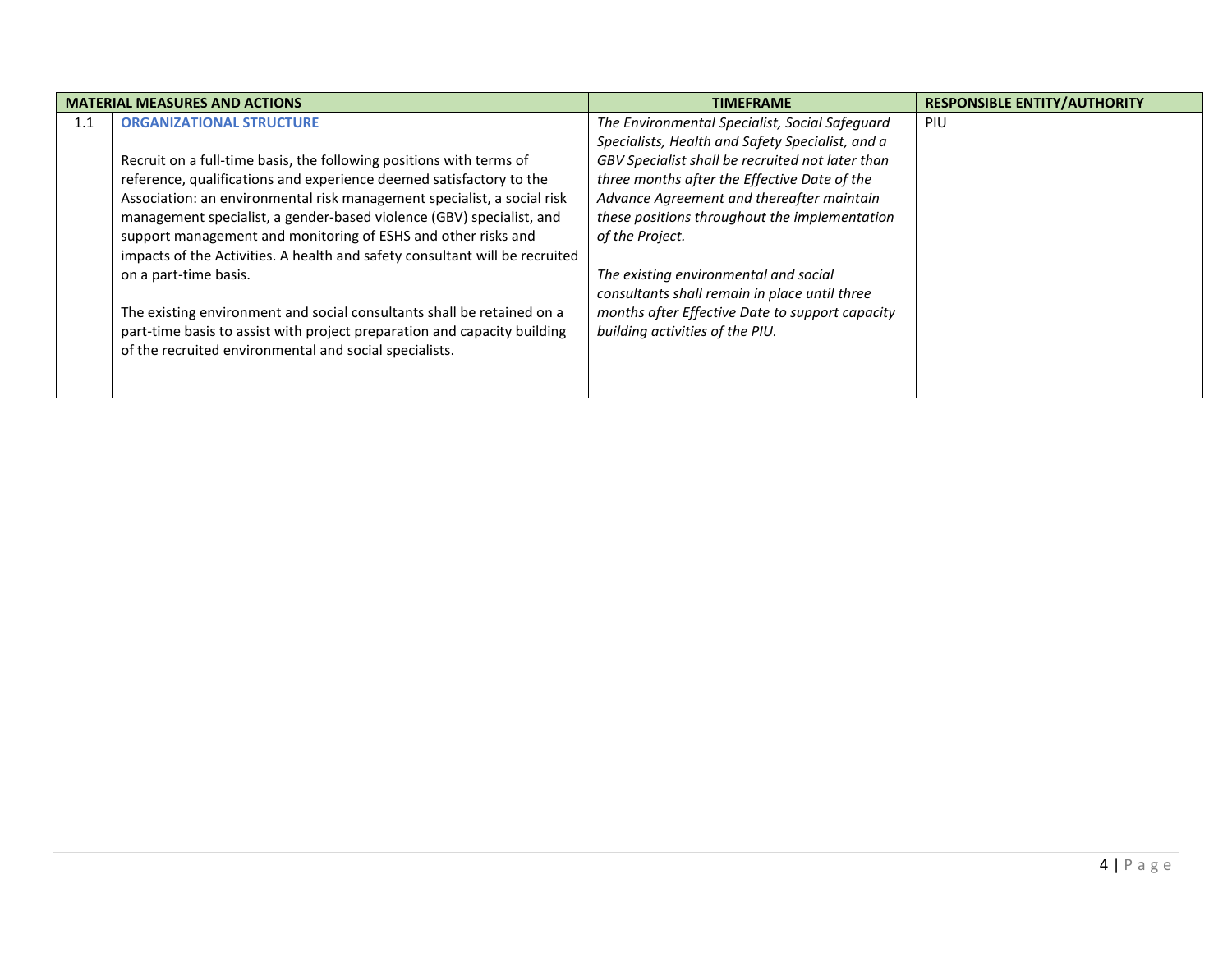| MATERIAL MEASURES AND ACTIONS | | TIMEFRAME | RESPONSIBLE ENTITY/AUTHORITY |
|---|---|---|---|
| 1.1 | **ORGANIZATIONAL STRUCTURE**<br><br>Recruit on a full-time basis, the following positions with terms of reference, qualifications and experience deemed satisfactory to the Association: an environmental risk management specialist, a social risk management specialist, a gender-based violence (GBV) specialist, and support management and monitoring of ESHS and other risks and impacts of the Activities. A health and safety consultant will be recruited on a part-time basis.<br><br>The existing environment and social consultants shall be retained on a part-time basis to assist with project preparation and capacity building of the recruited environmental and social specialists. | *The Environmental Specialist, Social Safeguard Specialists, Health and Safety Specialist, and a GBV Specialist shall be recruited not later than three months after the Effective Date of the Advance Agreement and thereafter maintain these positions throughout the implementation of the Project.*<br><br>*The existing environmental and social consultants shall remain in place until three months after Effective Date to support capacity building activities of the PIU.* | PIU |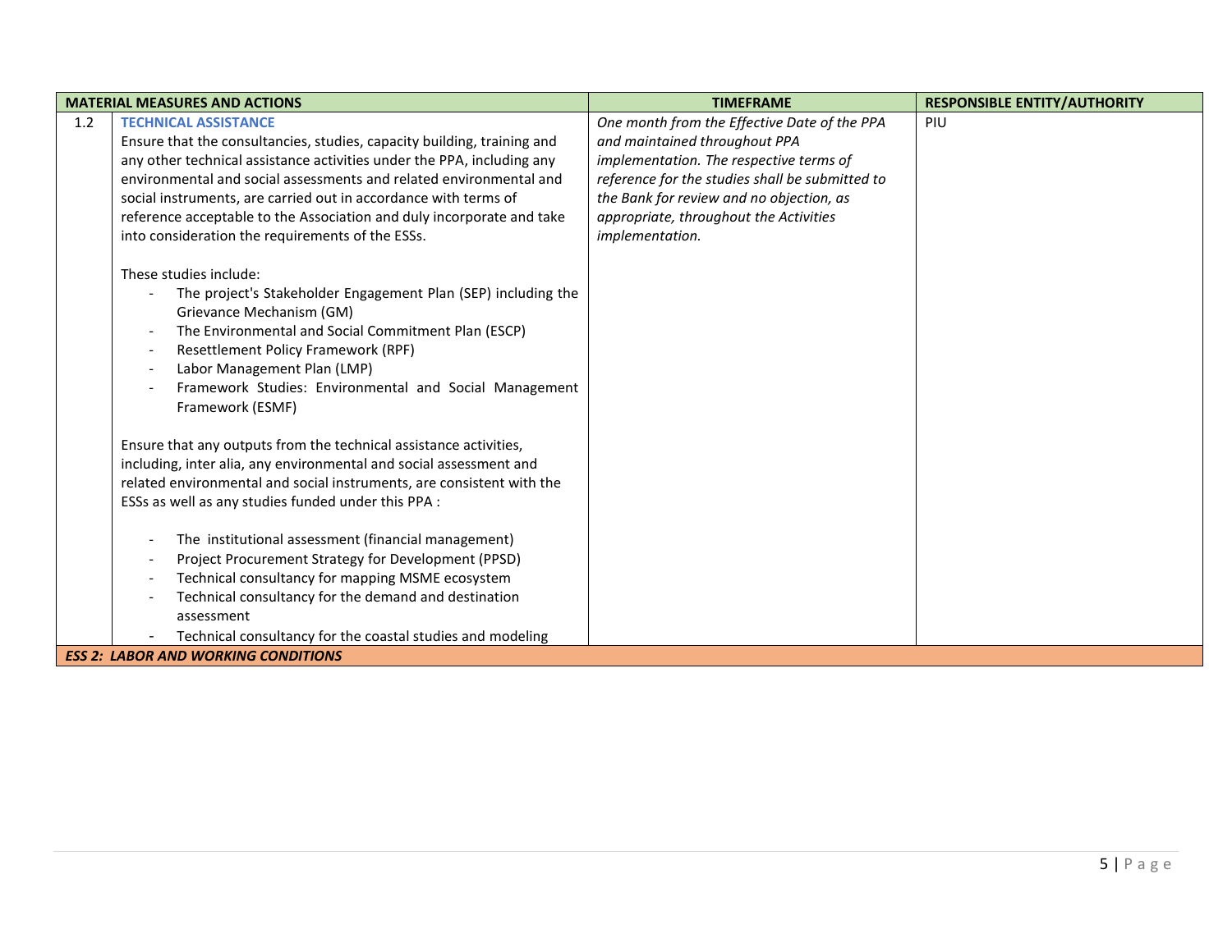| MATERIAL MEASURES AND ACTIONS | | TIMEFRAME | RESPONSIBLE ENTITY/AUTHORITY |
|---|---|---|---|
| 1.2 | **TECHNICAL ASSISTANCE**<br>Ensure that the consultancies, studies, capacity building, training and any other technical assistance activities under the PPA, including any environmental and social assessments and related environmental and social instruments, are carried out in accordance with terms of reference acceptable to the Association and duly incorporate and take into consideration the requirements of the ESSs.<br><br>These studies include:<br>- The project's Stakeholder Engagement Plan (SEP) including the Grievance Mechanism (GM)<br>- The Environmental and Social Commitment Plan (ESCP)<br>- Resettlement Policy Framework (RPF)<br>- Labor Management Plan (LMP)<br>- Framework Studies: Environmental and Social Management Framework (ESMF)<br><br>Ensure that any outputs from the technical assistance activities, including, inter alia, any environmental and social assessment and related environmental and social instruments, are consistent with the ESSs as well as any studies funded under this PPA :<br><br>- The institutional assessment (financial management)<br>- Project Procurement Strategy for Development (PPSD)<br>- Technical consultancy for mapping MSME ecosystem<br>- Technical consultancy for the demand and destination assessment<br>- Technical consultancy for the coastal studies and modeling | *One month from the Effective Date of the PPA and maintained throughout PPA implementation. The respective terms of reference for the studies shall be submitted to the Bank for review and no objection, as appropriate, throughout the Activities implementation.* | PIU |
| ***ESS 2: LABOR AND WORKING CONDITIONS*** | | | |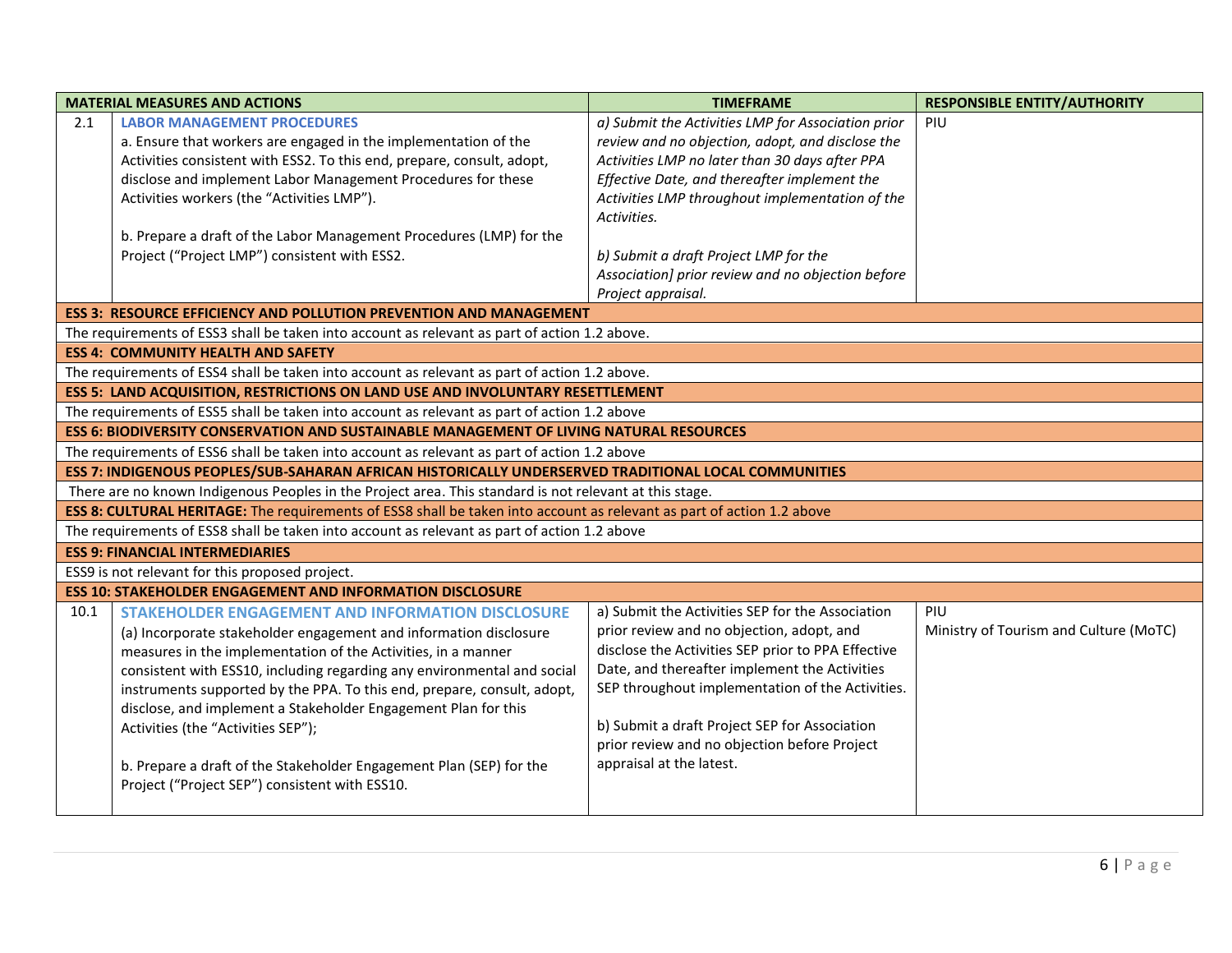| | MATERIAL MEASURES AND ACTIONS | TIMEFRAME | RESPONSIBLE ENTITY/AUTHORITY |
|---|---|---|---|
| 2.1 | **LABOR MANAGEMENT PROCEDURES**<br>a. Ensure that workers are engaged in the implementation of the Activities consistent with ESS2. To this end, prepare, consult, adopt, disclose and implement Labor Management Procedures for these Activities workers (the "Activities LMP").<br><br>b. Prepare a draft of the Labor Management Procedures (LMP) for the Project ("Project LMP") consistent with ESS2. | *a) Submit the Activities LMP for Association prior review and no objection, adopt, and disclose the Activities LMP no later than 30 days after PPA Effective Date, and thereafter implement the Activities LMP throughout implementation of the Activities.*<br><br>*b) Submit a draft Project LMP for the Association] prior review and no objection before Project appraisal.* | PIU |
| **ESS 3: RESOURCE EFFICIENCY AND POLLUTION PREVENTION AND MANAGEMENT** | | | |
| The requirements of ESS3 shall be taken into account as relevant as part of action 1.2 above. | | | |
| **ESS 4: COMMUNITY HEALTH AND SAFETY** | | | |
| The requirements of ESS4 shall be taken into account as relevant as part of action 1.2 above. | | | |
| **ESS 5: LAND ACQUISITION, RESTRICTIONS ON LAND USE AND INVOLUNTARY RESETTLEMENT** | | | |
| The requirements of ESS5 shall be taken into account as relevant as part of action 1.2 above | | | |
| **ESS 6: BIODIVERSITY CONSERVATION AND SUSTAINABLE MANAGEMENT OF LIVING NATURAL RESOURCES** | | | |
| The requirements of ESS6 shall be taken into account as relevant as part of action 1.2 above | | | |
| **ESS 7: INDIGENOUS PEOPLES/SUB-SAHARAN AFRICAN HISTORICALLY UNDERSERVED TRADITIONAL LOCAL COMMUNITIES** | | | |
| There are no known Indigenous Peoples in the Project area. This standard is not relevant at this stage. | | | |
| **ESS 8: CULTURAL HERITAGE:** The requirements of ESS8 shall be taken into account as relevant as part of action 1.2 above | | | |
| The requirements of ESS8 shall be taken into account as relevant as part of action 1.2 above | | | |
| **ESS 9: FINANCIAL INTERMEDIARIES** | | | |
| ESS9 is not relevant for this proposed project. | | | |
| **ESS 10: STAKEHOLDER ENGAGEMENT AND INFORMATION DISCLOSURE** | | | |
| 10.1 | **STAKEHOLDER ENGAGEMENT AND INFORMATION DISCLOSURE**<br>(a) Incorporate stakeholder engagement and information disclosure measures in the implementation of the Activities, in a manner consistent with ESS10, including regarding any environmental and social instruments supported by the PPA. To this end, prepare, consult, adopt, disclose, and implement a Stakeholder Engagement Plan for this Activities (the "Activities SEP");<br><br>b. Prepare a draft of the Stakeholder Engagement Plan (SEP) for the Project ("Project SEP") consistent with ESS10. | a) Submit the Activities SEP for the Association prior review and no objection, adopt, and disclose the Activities SEP prior to PPA Effective Date, and thereafter implement the Activities SEP throughout implementation of the Activities.<br><br>b) Submit a draft Project SEP for Association prior review and no objection before Project appraisal at the latest. | PIU<br>Ministry of Tourism and Culture (MoTC) |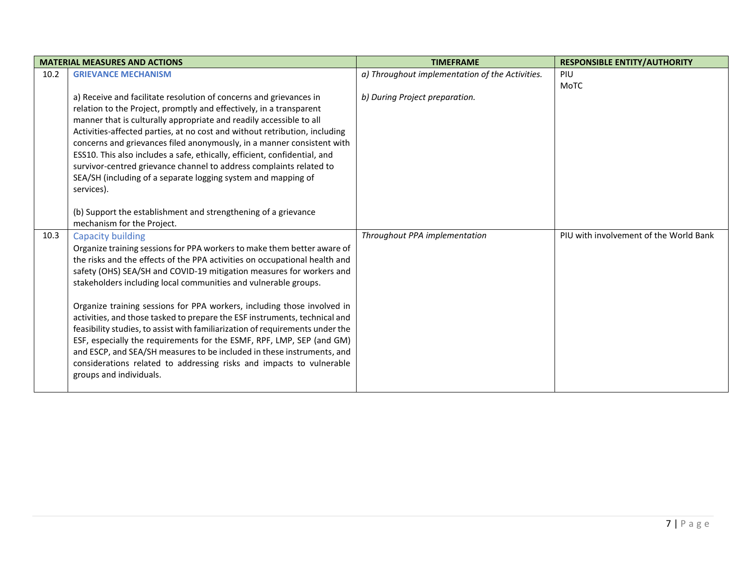| MATERIAL MEASURES AND ACTIONS | | TIMEFRAME | RESPONSIBLE ENTITY/AUTHORITY |
|---|---|---|---|
| 10.2 | **GRIEVANCE MECHANISM**<br><br>a) Receive and facilitate resolution of concerns and grievances in relation to the Project, promptly and effectively, in a transparent manner that is culturally appropriate and readily accessible to all Activities-affected parties, at no cost and without retribution, including concerns and grievances filed anonymously, in a manner consistent with ESS10. This also includes a safe, ethically, efficient, confidential, and survivor-centred grievance channel to address complaints related to SEA/SH (including of a separate logging system and mapping of services).<br><br>(b) Support the establishment and strengthening of a grievance mechanism for the Project. | *a) Throughout implementation of the Activities.*<br><br>*b) During Project preparation.* | PIU<br>MoTC |
| 10.3 | Capacity building<br>Organize training sessions for PPA workers to make them better aware of the risks and the effects of the PPA activities on occupational health and safety (OHS) SEA/SH and COVID-19 mitigation measures for workers and stakeholders including local communities and vulnerable groups.<br><br>Organize training sessions for PPA workers, including those involved in activities, and those tasked to prepare the ESF instruments, technical and feasibility studies, to assist with familiarization of requirements under the ESF, especially the requirements for the ESMF, RPF, LMP, SEP (and GM) and ESCP, and SEA/SH measures to be included in these instruments, and considerations related to addressing risks and impacts to vulnerable groups and individuals. | *Throughout PPA implementation* | PIU with involvement of the World Bank |